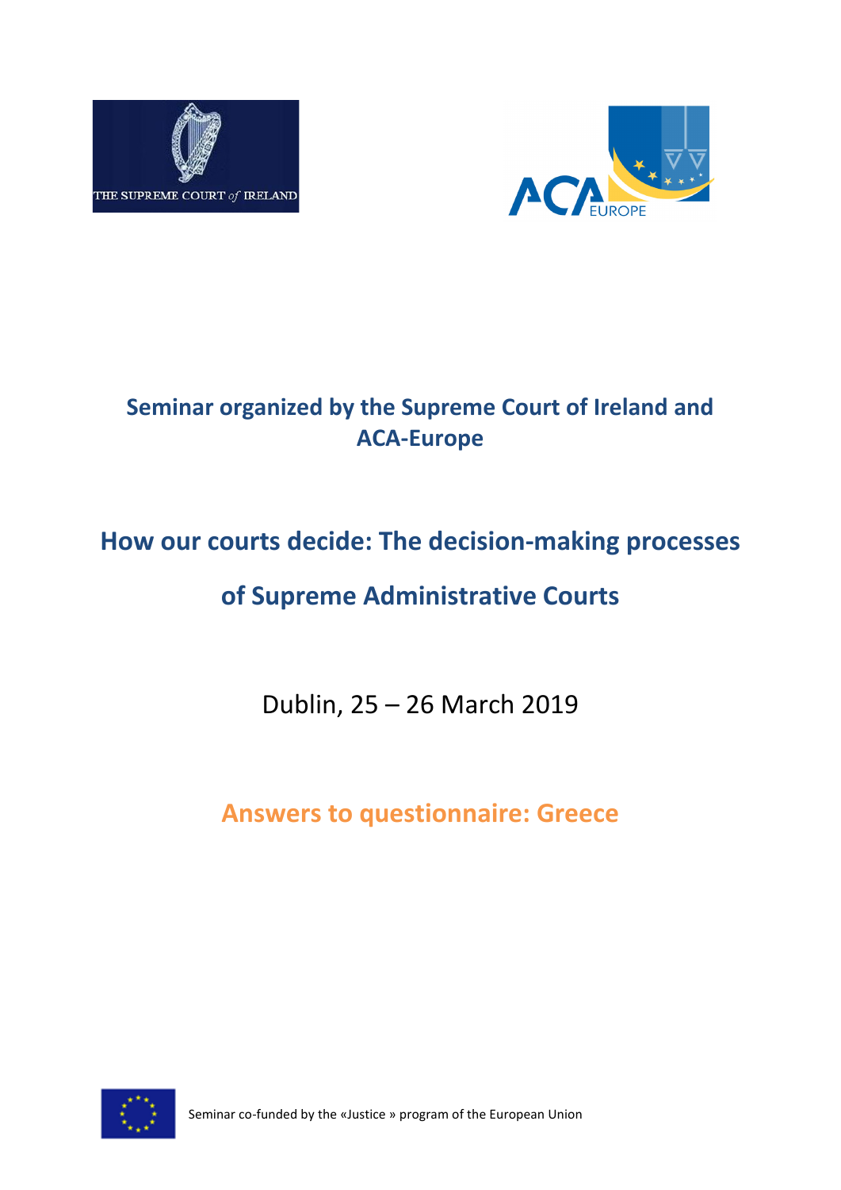THE SUPREME COURT of IRELAND

ACA EUROPE

## Seminar organized by the Supreme Court of Ireland and ACA-Europe

# How our courts decide: The decision-making processes of Supreme Administrative Courts

Dublin, 25 – 26 March 2019

## Answers to questionnaire: Greece

Seminar co-funded by the «Justice » program of the European Union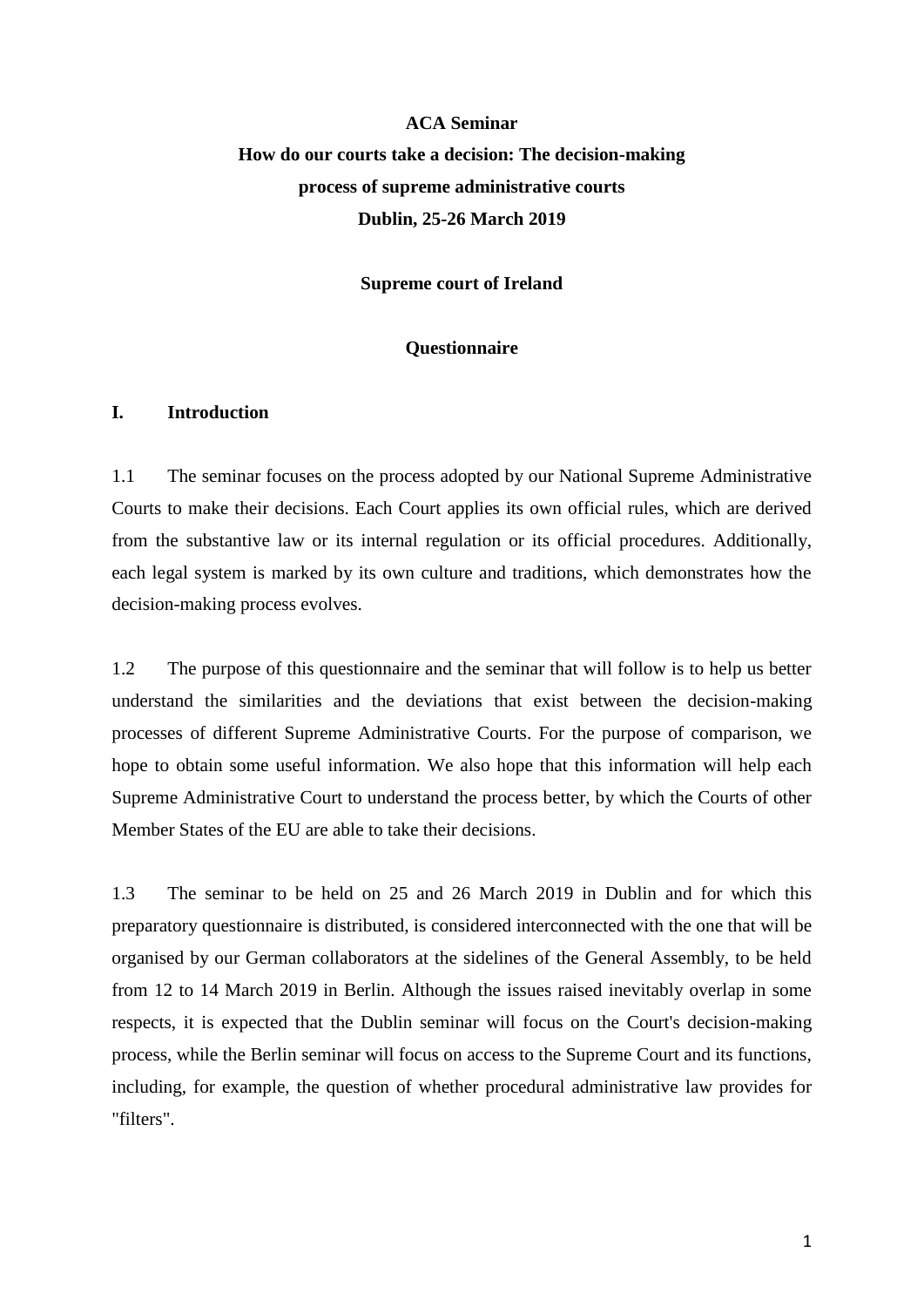**ACA Seminar**

**How do our courts take a decision: The decision-making process of supreme administrative courts**

**Dublin, 25-26 March 2019**

**Supreme court of Ireland**

**Questionnaire**

## I. Introduction

1.1 The seminar focuses on the process adopted by our National Supreme Administrative Courts to make their decisions. Each Court applies its own official rules, which are derived from the substantive law or its internal regulation or its official procedures. Additionally, each legal system is marked by its own culture and traditions, which demonstrates how the decision-making process evolves.

1.2 The purpose of this questionnaire and the seminar that will follow is to help us better understand the similarities and the deviations that exist between the decision-making processes of different Supreme Administrative Courts. For the purpose of comparison, we hope to obtain some useful information. We also hope that this information will help each Supreme Administrative Court to understand the process better, by which the Courts of other Member States of the EU are able to take their decisions.

1.3 The seminar to be held on 25 and 26 March 2019 in Dublin and for which this preparatory questionnaire is distributed, is considered interconnected with the one that will be organised by our German collaborators at the sidelines of the General Assembly, to be held from 12 to 14 March 2019 in Berlin. Although the issues raised inevitably overlap in some respects, it is expected that the Dublin seminar will focus on the Court's decision-making process, while the Berlin seminar will focus on access to the Supreme Court and its functions, including, for example, the question of whether procedural administrative law provides for "filters".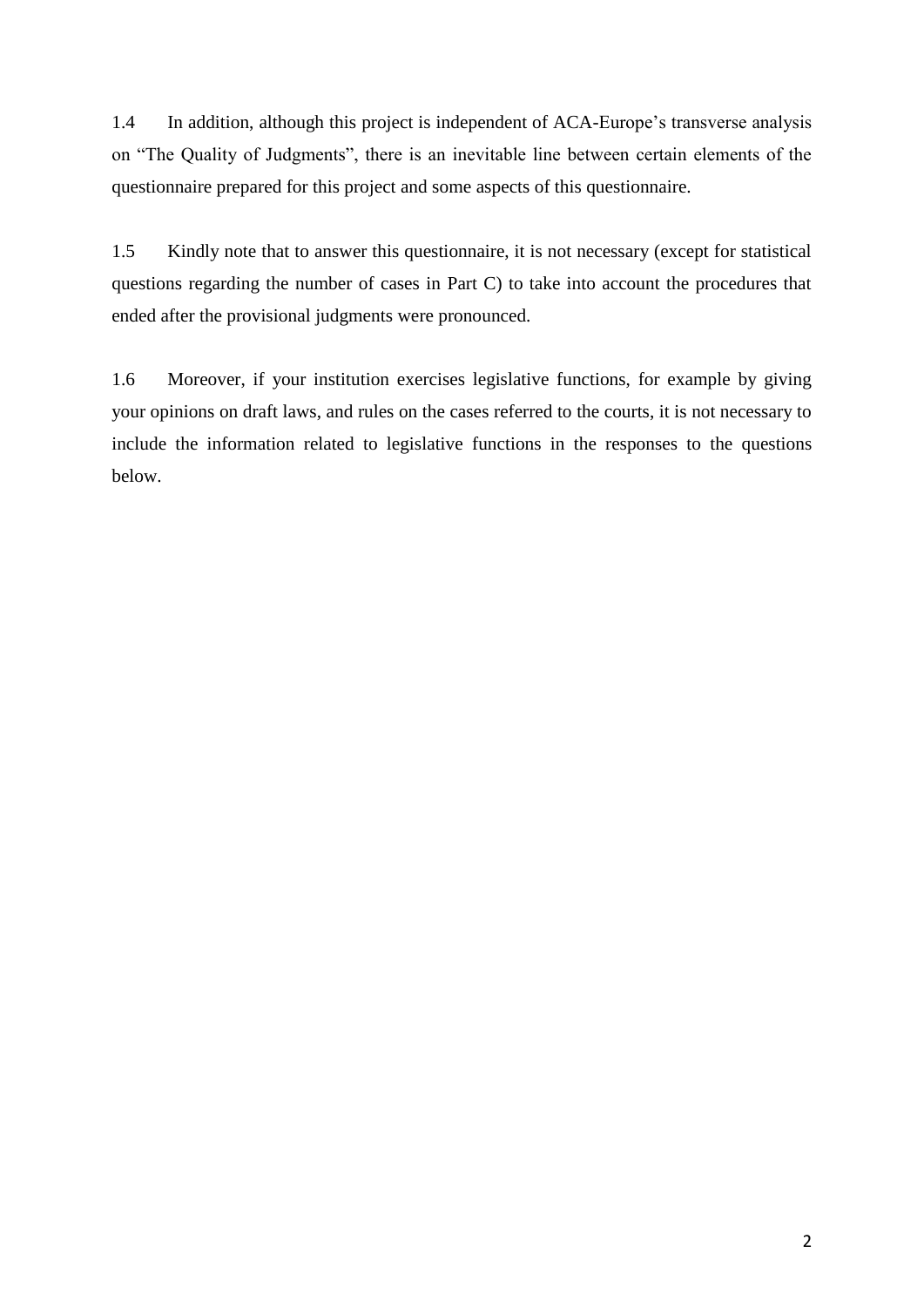1.4 In addition, although this project is independent of ACA-Europe's transverse analysis on "The Quality of Judgments", there is an inevitable line between certain elements of the questionnaire prepared for this project and some aspects of this questionnaire.

1.5 Kindly note that to answer this questionnaire, it is not necessary (except for statistical questions regarding the number of cases in Part C) to take into account the procedures that ended after the provisional judgments were pronounced.

1.6 Moreover, if your institution exercises legislative functions, for example by giving your opinions on draft laws, and rules on the cases referred to the courts, it is not necessary to include the information related to legislative functions in the responses to the questions below.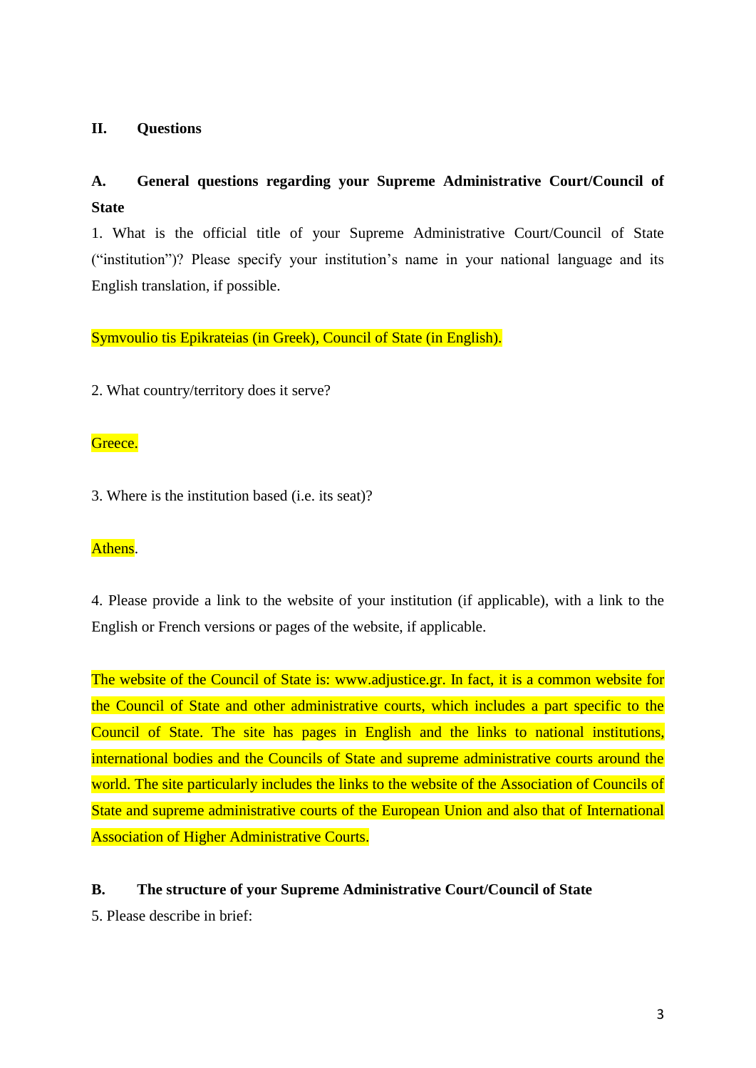## II. Questions

### A. General questions regarding your Supreme Administrative Court/Council of State

1. What is the official title of your Supreme Administrative Court/Council of State ("institution")? Please specify your institution's name in your national language and its English translation, if possible.

Symvoulio tis Epikrateias (in Greek), Council of State (in English).

2. What country/territory does it serve?

Greece.

3. Where is the institution based (i.e. its seat)?

Athens.

4. Please provide a link to the website of your institution (if applicable), with a link to the English or French versions or pages of the website, if applicable.

The website of the Council of State is: www.adjustice.gr. In fact, it is a common website for the Council of State and other administrative courts, which includes a part specific to the Council of State. The site has pages in English and the links to national institutions, international bodies and the Councils of State and supreme administrative courts around the world. The site particularly includes the links to the website of the Association of Councils of State and supreme administrative courts of the European Union and also that of International Association of Higher Administrative Courts.

### B. The structure of your Supreme Administrative Court/Council of State

5. Please describe in brief: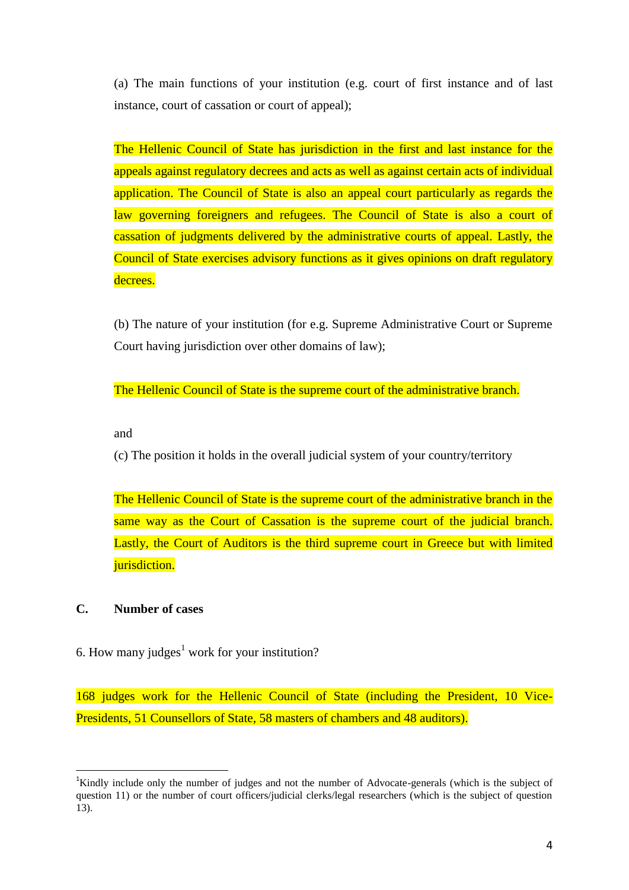(a) The main functions of your institution (e.g. court of first instance and of last instance, court of cassation or court of appeal);

The Hellenic Council of State has jurisdiction in the first and last instance for the appeals against regulatory decrees and acts as well as against certain acts of individual application. The Council of State is also an appeal court particularly as regards the law governing foreigners and refugees. The Council of State is also a court of cassation of judgments delivered by the administrative courts of appeal. Lastly, the Council of State exercises advisory functions as it gives opinions on draft regulatory decrees.

(b) The nature of your institution (for e.g. Supreme Administrative Court or Supreme Court having jurisdiction over other domains of law);

The Hellenic Council of State is the supreme court of the administrative branch.

and

(c) The position it holds in the overall judicial system of your country/territory

The Hellenic Council of State is the supreme court of the administrative branch in the same way as the Court of Cassation is the supreme court of the judicial branch. Lastly, the Court of Auditors is the third supreme court in Greece but with limited jurisdiction.

## C. Number of cases

6. How many judges[1] work for your institution?

168 judges work for the Hellenic Council of State (including the President, 10 Vice-Presidents, 51 Counsellors of State, 58 masters of chambers and 48 auditors).

[1] Kindly include only the number of judges and not the number of Advocate-generals (which is the subject of question 11) or the number of court officers/judicial clerks/legal researchers (which is the subject of question 13).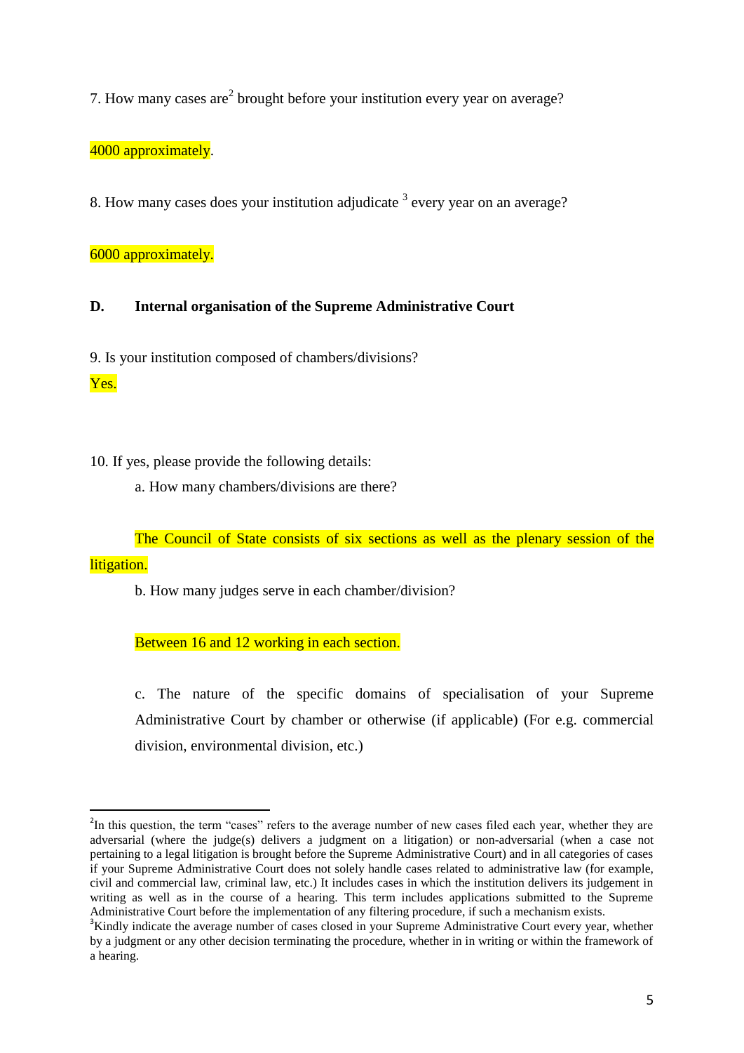7. How many cases are[2] brought before your institution every year on average?

4000 approximately.

8. How many cases does your institution adjudicate [3] every year on an average?

6000 approximately.

**D. Internal organisation of the Supreme Administrative Court**

9. Is your institution composed of chambers/divisions?

Yes.

10. If yes, please provide the following details:

a. How many chambers/divisions are there?

The Council of State consists of six sections as well as the plenary session of the litigation.

b. How many judges serve in each chamber/division?

Between 16 and 12 working in each section.

c. The nature of the specific domains of specialisation of your Supreme Administrative Court by chamber or otherwise (if applicable) (For e.g. commercial division, environmental division, etc.)

---

[2] In this question, the term "cases" refers to the average number of new cases filed each year, whether they are adversarial (where the judge(s) delivers a judgment on a litigation) or non-adversarial (when a case not pertaining to a legal litigation is brought before the Supreme Administrative Court) and in all categories of cases if your Supreme Administrative Court does not solely handle cases related to administrative law (for example, civil and commercial law, criminal law, etc.) It includes cases in which the institution delivers its judgement in writing as well as in the course of a hearing. This term includes applications submitted to the Supreme Administrative Court before the implementation of any filtering procedure, if such a mechanism exists.

[3] Kindly indicate the average number of cases closed in your Supreme Administrative Court every year, whether by a judgment or any other decision terminating the procedure, whether in in writing or within the framework of a hearing.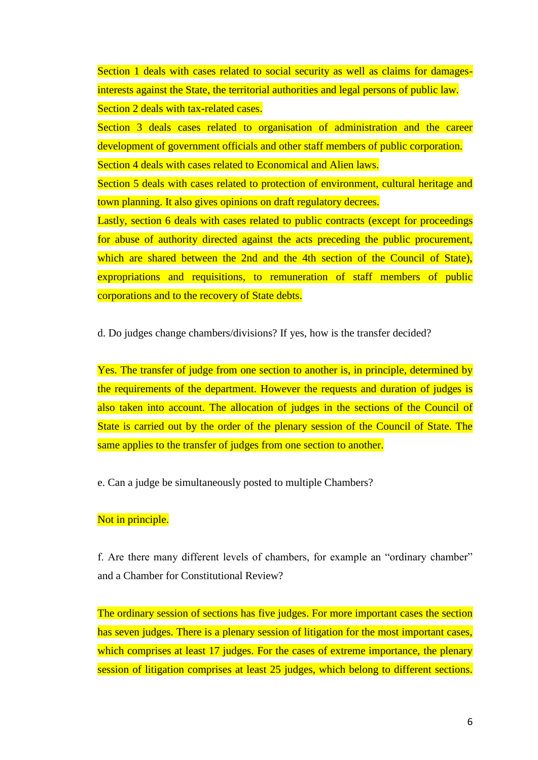Section 1 deals with cases related to social security as well as claims for damages-interests against the State, the territorial authorities and legal persons of public law.

Section 2 deals with tax-related cases.

Section 3 deals cases related to organisation of administration and the career development of government officials and other staff members of public corporation.

Section 4 deals with cases related to Economical and Alien laws.

Section 5 deals with cases related to protection of environment, cultural heritage and town planning. It also gives opinions on draft regulatory decrees.

Lastly, section 6 deals with cases related to public contracts (except for proceedings for abuse of authority directed against the acts preceding the public procurement, which are shared between the 2nd and the 4th section of the Council of State), expropriations and requisitions, to remuneration of staff members of public corporations and to the recovery of State debts.

d. Do judges change chambers/divisions? If yes, how is the transfer decided?

Yes. The transfer of judge from one section to another is, in principle, determined by the requirements of the department. However the requests and duration of judges is also taken into account. The allocation of judges in the sections of the Council of State is carried out by the order of the plenary session of the Council of State. The same applies to the transfer of judges from one section to another.

e. Can a judge be simultaneously posted to multiple Chambers?

Not in principle.

f. Are there many different levels of chambers, for example an "ordinary chamber" and a Chamber for Constitutional Review?

The ordinary session of sections has five judges. For more important cases the section has seven judges. There is a plenary session of litigation for the most important cases, which comprises at least 17 judges. For the cases of extreme importance, the plenary session of litigation comprises at least 25 judges, which belong to different sections.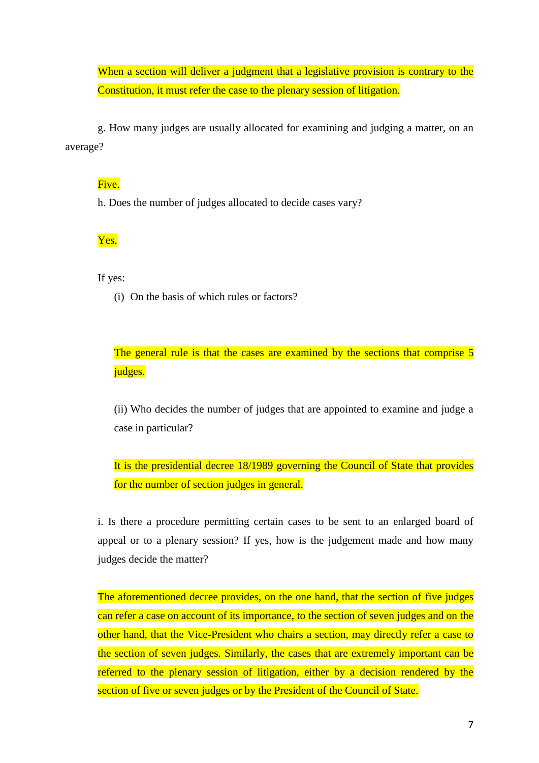When a section will deliver a judgment that a legislative provision is contrary to the Constitution, it must refer the case to the plenary session of litigation.

g. How many judges are usually allocated for examining and judging a matter, on an average?

Five.

h. Does the number of judges allocated to decide cases vary?

Yes.

If yes:

(i) On the basis of which rules or factors?

The general rule is that the cases are examined by the sections that comprise 5 judges.

(ii) Who decides the number of judges that are appointed to examine and judge a case in particular?

It is the presidential decree 18/1989 governing the Council of State that provides for the number of section judges in general.

i. Is there a procedure permitting certain cases to be sent to an enlarged board of appeal or to a plenary session? If yes, how is the judgement made and how many judges decide the matter?

The aforementioned decree provides, on the one hand, that the section of five judges can refer a case on account of its importance, to the section of seven judges and on the other hand, that the Vice-President who chairs a section, may directly refer a case to the section of seven judges. Similarly, the cases that are extremely important can be referred to the plenary session of litigation, either by a decision rendered by the section of five or seven judges or by the President of the Council of State.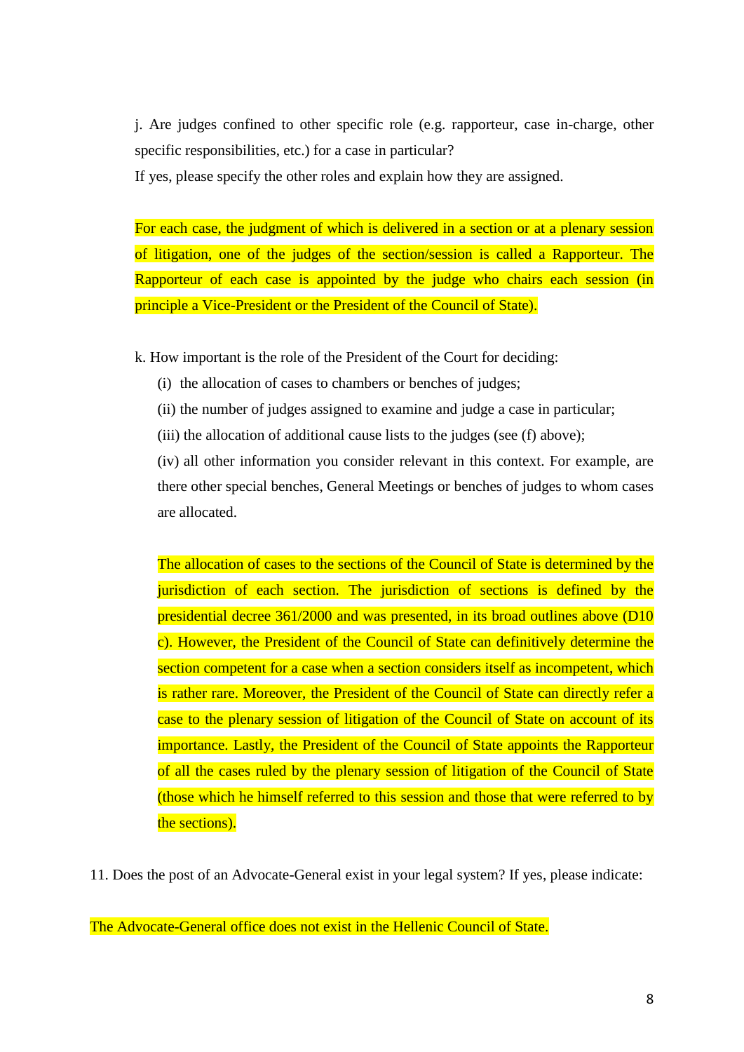j. Are judges confined to other specific role (e.g. rapporteur, case in-charge, other specific responsibilities, etc.) for a case in particular?
If yes, please specify the other roles and explain how they are assigned.

For each case, the judgment of which is delivered in a section or at a plenary session of litigation, one of the judges of the section/session is called a Rapporteur. The Rapporteur of each case is appointed by the judge who chairs each session (in principle a Vice-President or the President of the Council of State).

k. How important is the role of the President of the Court for deciding:

(i) the allocation of cases to chambers or benches of judges;

(ii) the number of judges assigned to examine and judge a case in particular;

(iii) the allocation of additional cause lists to the judges (see (f) above);

(iv) all other information you consider relevant in this context. For example, are there other special benches, General Meetings or benches of judges to whom cases are allocated.

The allocation of cases to the sections of the Council of State is determined by the jurisdiction of each section. The jurisdiction of sections is defined by the presidential decree 361/2000 and was presented, in its broad outlines above (D10 c). However, the President of the Council of State can definitively determine the section competent for a case when a section considers itself as incompetent, which is rather rare. Moreover, the President of the Council of State can directly refer a case to the plenary session of litigation of the Council of State on account of its importance. Lastly, the President of the Council of State appoints the Rapporteur of all the cases ruled by the plenary session of litigation of the Council of State (those which he himself referred to this session and those that were referred to by the sections).

11. Does the post of an Advocate-General exist in your legal system? If yes, please indicate:

The Advocate-General office does not exist in the Hellenic Council of State.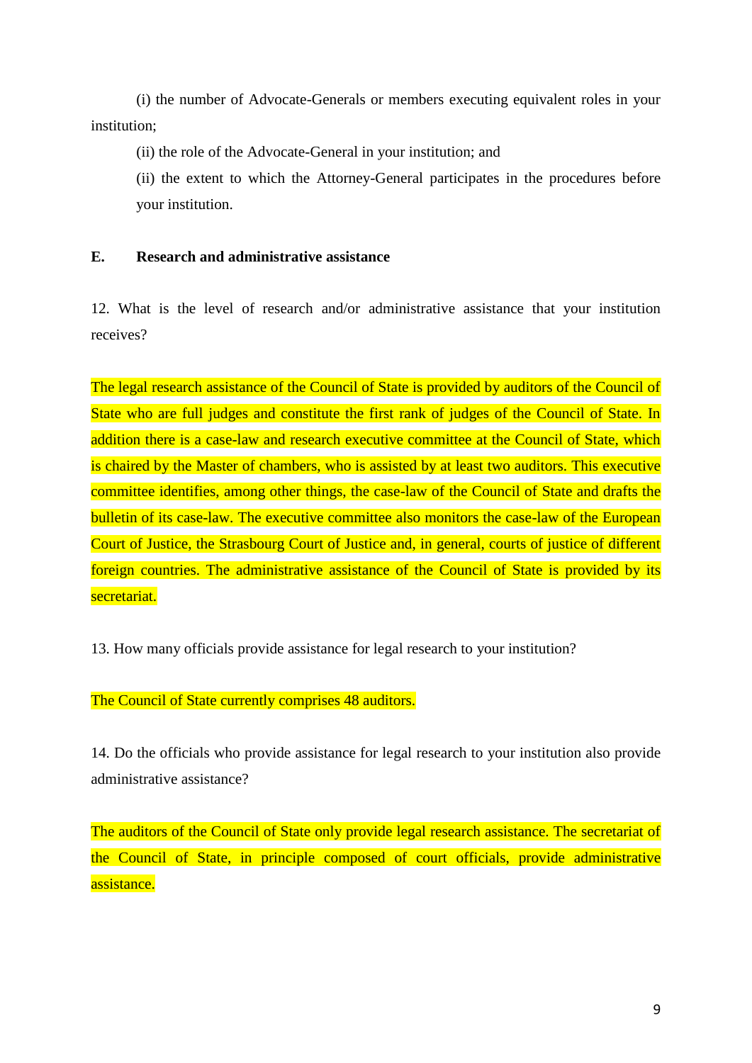(i) the number of Advocate-Generals or members executing equivalent roles in your institution;

(ii) the role of the Advocate-General in your institution; and

(ii) the extent to which the Attorney-General participates in the procedures before your institution.

## E. Research and administrative assistance

12. What is the level of research and/or administrative assistance that your institution receives?

The legal research assistance of the Council of State is provided by auditors of the Council of State who are full judges and constitute the first rank of judges of the Council of State. In addition there is a case-law and research executive committee at the Council of State, which is chaired by the Master of chambers, who is assisted by at least two auditors. This executive committee identifies, among other things, the case-law of the Council of State and drafts the bulletin of its case-law. The executive committee also monitors the case-law of the European Court of Justice, the Strasbourg Court of Justice and, in general, courts of justice of different foreign countries. The administrative assistance of the Council of State is provided by its secretariat.

13. How many officials provide assistance for legal research to your institution?

The Council of State currently comprises 48 auditors.

14. Do the officials who provide assistance for legal research to your institution also provide administrative assistance?

The auditors of the Council of State only provide legal research assistance. The secretariat of the Council of State, in principle composed of court officials, provide administrative assistance.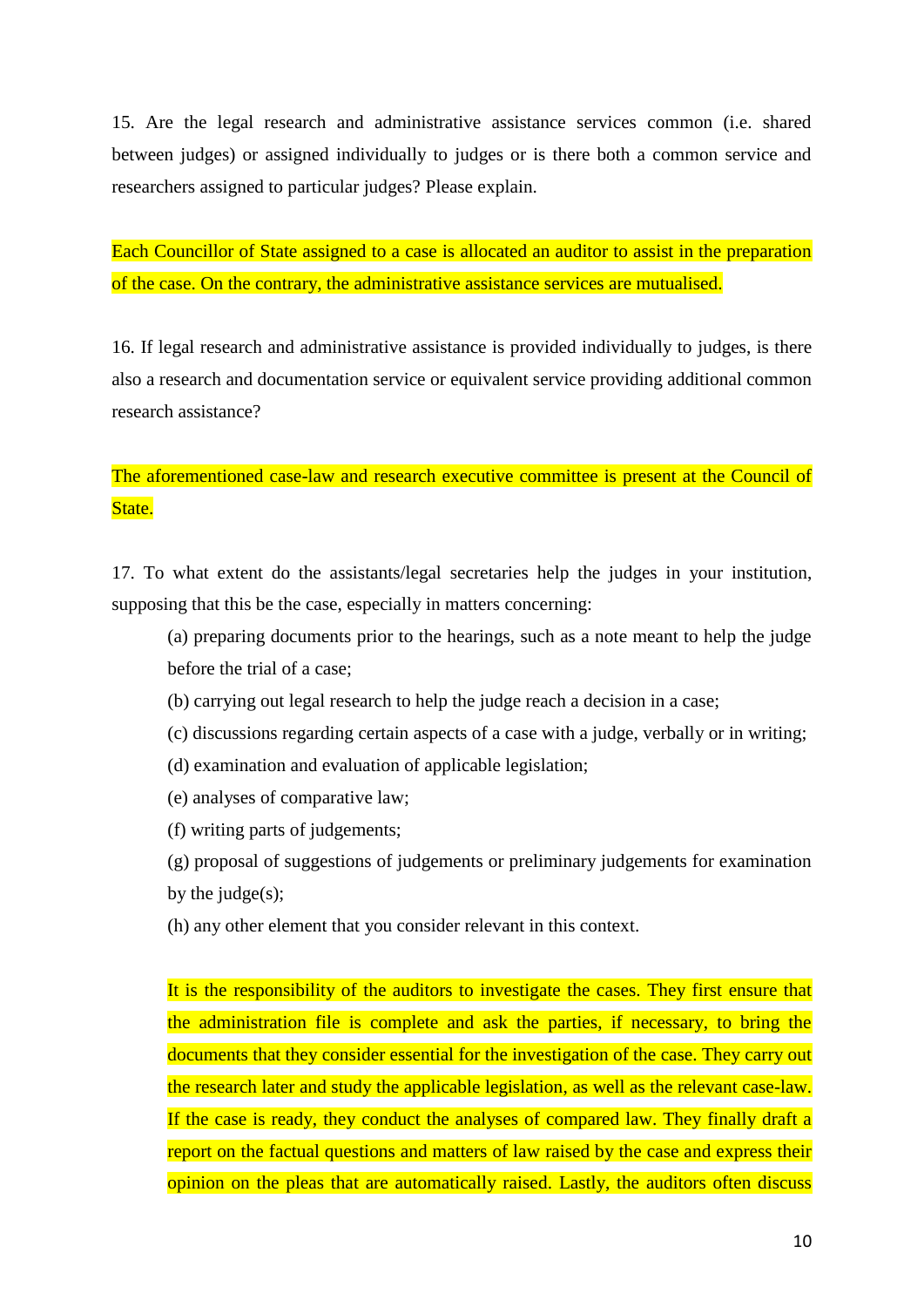15. Are the legal research and administrative assistance services common (i.e. shared between judges) or assigned individually to judges or is there both a common service and researchers assigned to particular judges? Please explain.

Each Councillor of State assigned to a case is allocated an auditor to assist in the preparation of the case. On the contrary, the administrative assistance services are mutualised.

16. If legal research and administrative assistance is provided individually to judges, is there also a research and documentation service or equivalent service providing additional common research assistance?

The aforementioned case-law and research executive committee is present at the Council of State.

17. To what extent do the assistants/legal secretaries help the judges in your institution, supposing that this be the case, especially in matters concerning:

(a) preparing documents prior to the hearings, such as a note meant to help the judge before the trial of a case;

(b) carrying out legal research to help the judge reach a decision in a case;

(c) discussions regarding certain aspects of a case with a judge, verbally or in writing;

(d) examination and evaluation of applicable legislation;

(e) analyses of comparative law;

(f) writing parts of judgements;

(g) proposal of suggestions of judgements or preliminary judgements for examination by the judge(s);

(h) any other element that you consider relevant in this context.

It is the responsibility of the auditors to investigate the cases. They first ensure that the administration file is complete and ask the parties, if necessary, to bring the documents that they consider essential for the investigation of the case. They carry out the research later and study the applicable legislation, as well as the relevant case-law. If the case is ready, they conduct the analyses of compared law. They finally draft a report on the factual questions and matters of law raised by the case and express their opinion on the pleas that are automatically raised. Lastly, the auditors often discuss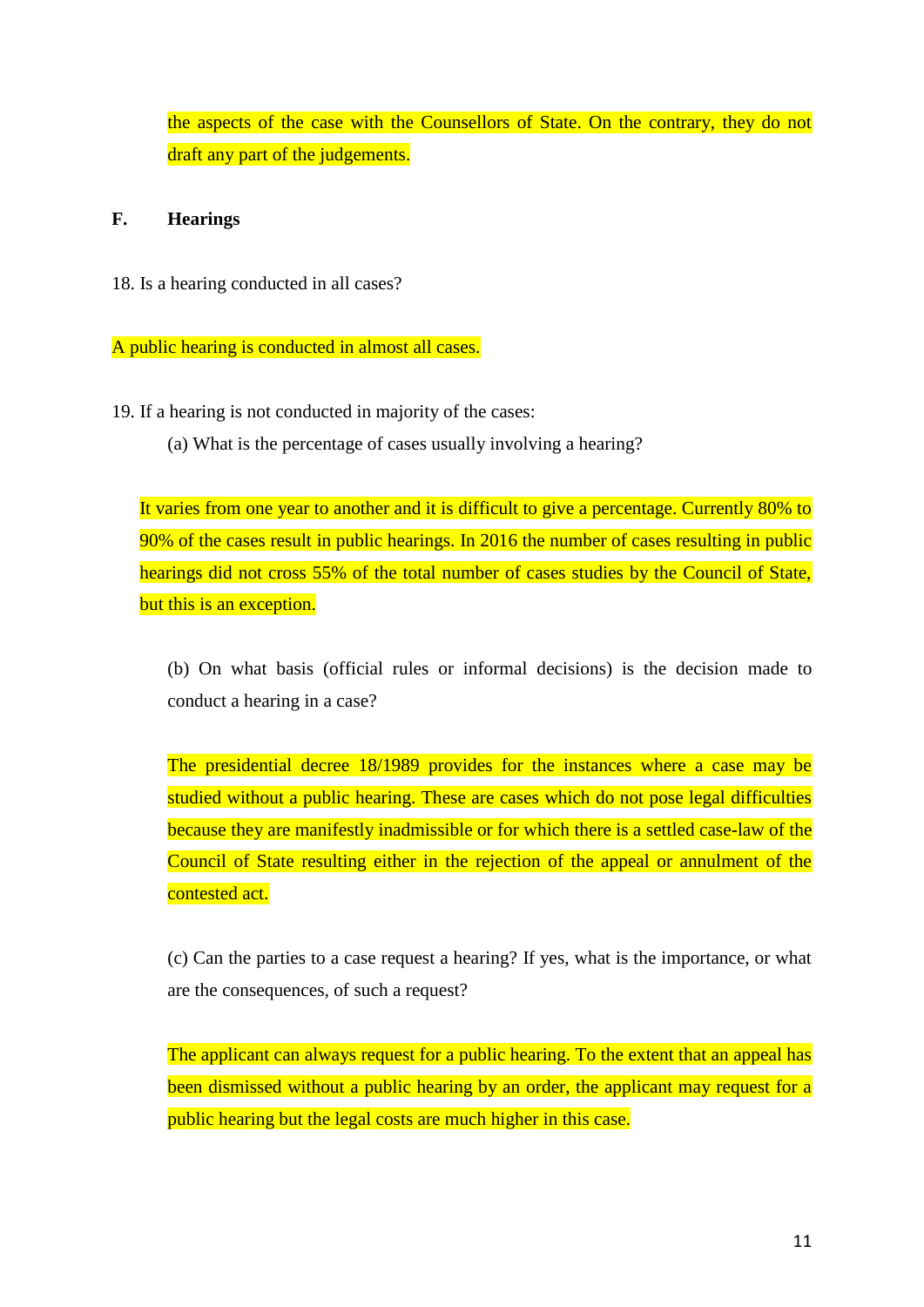the aspects of the case with the Counsellors of State. On the contrary, they do not draft any part of the judgements.

## F. Hearings

18. Is a hearing conducted in all cases?

A public hearing is conducted in almost all cases.

19. If a hearing is not conducted in majority of the cases:

(a) What is the percentage of cases usually involving a hearing?

It varies from one year to another and it is difficult to give a percentage. Currently 80% to 90% of the cases result in public hearings. In 2016 the number of cases resulting in public hearings did not cross 55% of the total number of cases studies by the Council of State, but this is an exception.

(b) On what basis (official rules or informal decisions) is the decision made to conduct a hearing in a case?

The presidential decree 18/1989 provides for the instances where a case may be studied without a public hearing. These are cases which do not pose legal difficulties because they are manifestly inadmissible or for which there is a settled case-law of the Council of State resulting either in the rejection of the appeal or annulment of the contested act.

(c) Can the parties to a case request a hearing? If yes, what is the importance, or what are the consequences, of such a request?

The applicant can always request for a public hearing. To the extent that an appeal has been dismissed without a public hearing by an order, the applicant may request for a public hearing but the legal costs are much higher in this case.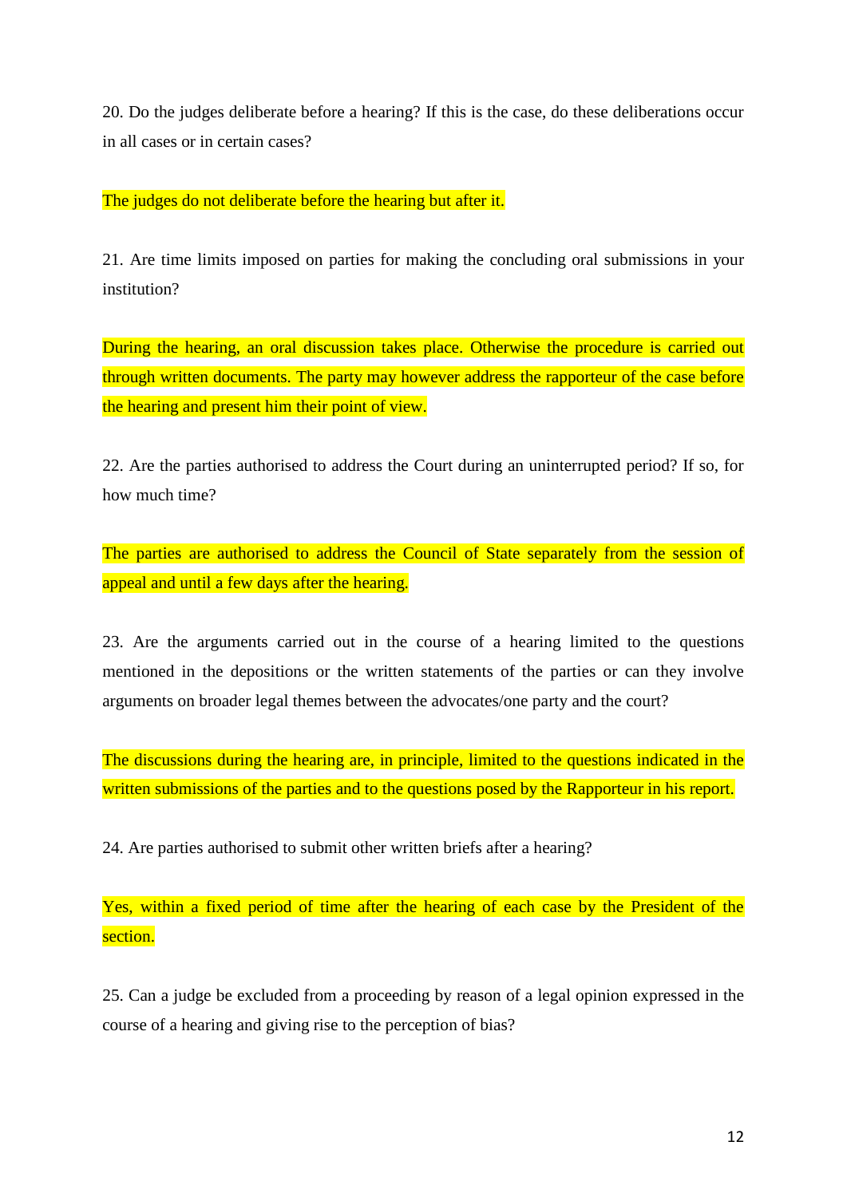20. Do the judges deliberate before a hearing? If this is the case, do these deliberations occur in all cases or in certain cases?

The judges do not deliberate before the hearing but after it.

21. Are time limits imposed on parties for making the concluding oral submissions in your institution?

During the hearing, an oral discussion takes place. Otherwise the procedure is carried out through written documents. The party may however address the rapporteur of the case before the hearing and present him their point of view.

22. Are the parties authorised to address the Court during an uninterrupted period? If so, for how much time?

The parties are authorised to address the Council of State separately from the session of appeal and until a few days after the hearing.

23. Are the arguments carried out in the course of a hearing limited to the questions mentioned in the depositions or the written statements of the parties or can they involve arguments on broader legal themes between the advocates/one party and the court?

The discussions during the hearing are, in principle, limited to the questions indicated in the written submissions of the parties and to the questions posed by the Rapporteur in his report.

24. Are parties authorised to submit other written briefs after a hearing?

Yes, within a fixed period of time after the hearing of each case by the President of the section.

25. Can a judge be excluded from a proceeding by reason of a legal opinion expressed in the course of a hearing and giving rise to the perception of bias?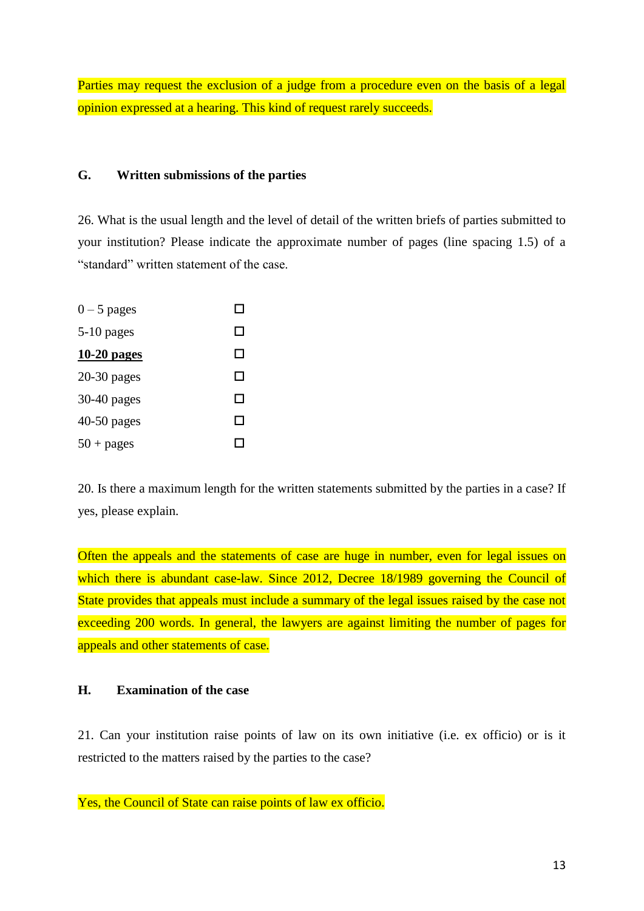Parties may request the exclusion of a judge from a procedure even on the basis of a legal opinion expressed at a hearing. This kind of request rarely succeeds.

## G. Written submissions of the parties

26. What is the usual length and the level of detail of the written briefs of parties submitted to your institution? Please indicate the approximate number of pages (line spacing 1.5) of a "standard" written statement of the case.

| | |
|---|---|
| 0 – 5 pages | ☐ |
| 5-10 pages | ☐ |
| **10-20 pages** | ☐ |
| 20-30 pages | ☐ |
| 30-40 pages | ☐ |
| 40-50 pages | ☐ |
| 50 + pages | ☐ |

20. Is there a maximum length for the written statements submitted by the parties in a case? If yes, please explain.

Often the appeals and the statements of case are huge in number, even for legal issues on which there is abundant case-law. Since 2012, Decree 18/1989 governing the Council of State provides that appeals must include a summary of the legal issues raised by the case not exceeding 200 words. In general, the lawyers are against limiting the number of pages for appeals and other statements of case.

## H. Examination of the case

21. Can your institution raise points of law on its own initiative (i.e. ex officio) or is it restricted to the matters raised by the parties to the case?

Yes, the Council of State can raise points of law ex officio.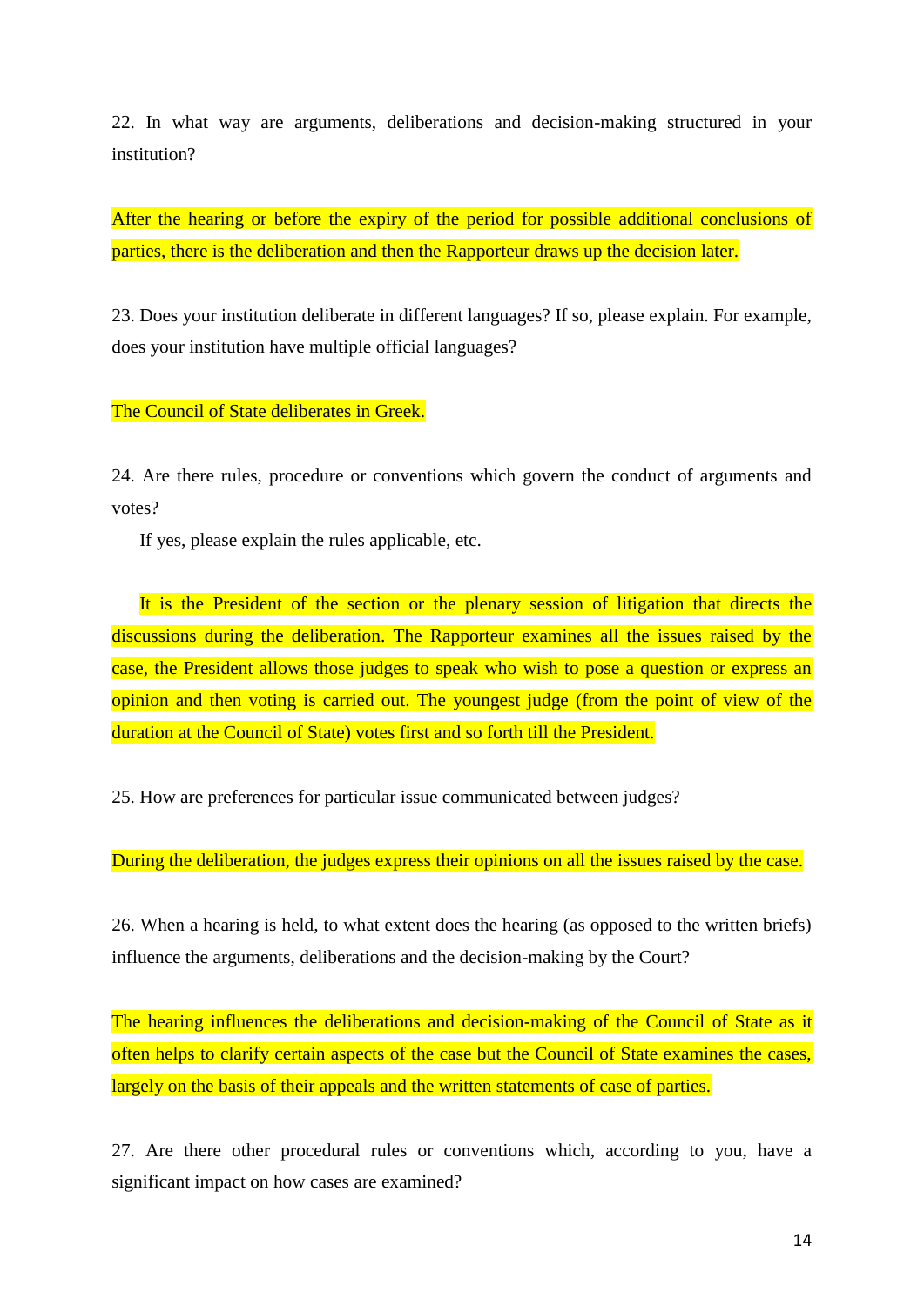22. In what way are arguments, deliberations and decision-making structured in your institution?

After the hearing or before the expiry of the period for possible additional conclusions of parties, there is the deliberation and then the Rapporteur draws up the decision later.

23. Does your institution deliberate in different languages? If so, please explain. For example, does your institution have multiple official languages?

The Council of State deliberates in Greek.

24. Are there rules, procedure or conventions which govern the conduct of arguments and votes?

If yes, please explain the rules applicable, etc.

It is the President of the section or the plenary session of litigation that directs the discussions during the deliberation. The Rapporteur examines all the issues raised by the case, the President allows those judges to speak who wish to pose a question or express an opinion and then voting is carried out. The youngest judge (from the point of view of the duration at the Council of State) votes first and so forth till the President.

25. How are preferences for particular issue communicated between judges?

During the deliberation, the judges express their opinions on all the issues raised by the case.

26. When a hearing is held, to what extent does the hearing (as opposed to the written briefs) influence the arguments, deliberations and the decision-making by the Court?

The hearing influences the deliberations and decision-making of the Council of State as it often helps to clarify certain aspects of the case but the Council of State examines the cases, largely on the basis of their appeals and the written statements of case of parties.

27. Are there other procedural rules or conventions which, according to you, have a significant impact on how cases are examined?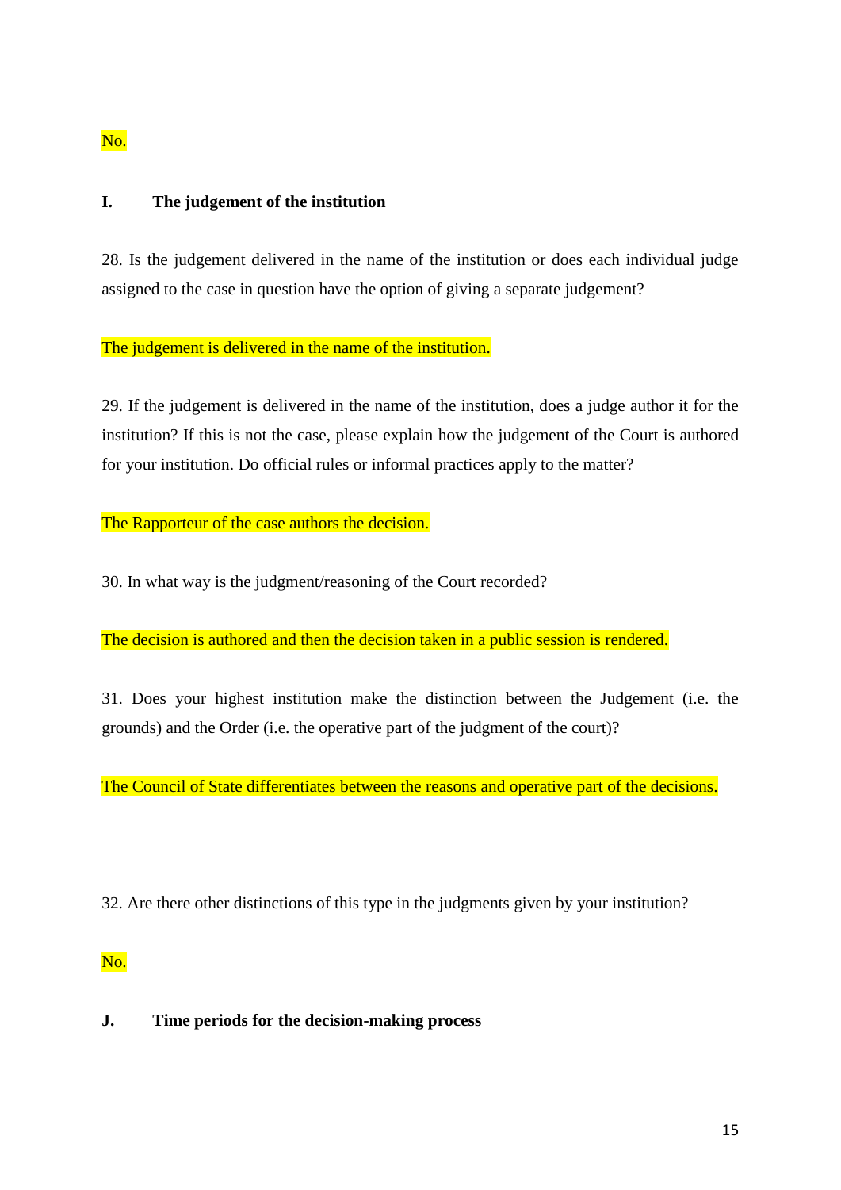No.

## I. The judgement of the institution

28. Is the judgement delivered in the name of the institution or does each individual judge assigned to the case in question have the option of giving a separate judgement?

The judgement is delivered in the name of the institution.

29. If the judgement is delivered in the name of the institution, does a judge author it for the institution? If this is not the case, please explain how the judgement of the Court is authored for your institution. Do official rules or informal practices apply to the matter?

The Rapporteur of the case authors the decision.

30. In what way is the judgment/reasoning of the Court recorded?

The decision is authored and then the decision taken in a public session is rendered.

31. Does your highest institution make the distinction between the Judgement (i.e. the grounds) and the Order (i.e. the operative part of the judgment of the court)?

The Council of State differentiates between the reasons and operative part of the decisions.

32. Are there other distinctions of this type in the judgments given by your institution?

No.

## J. Time periods for the decision-making process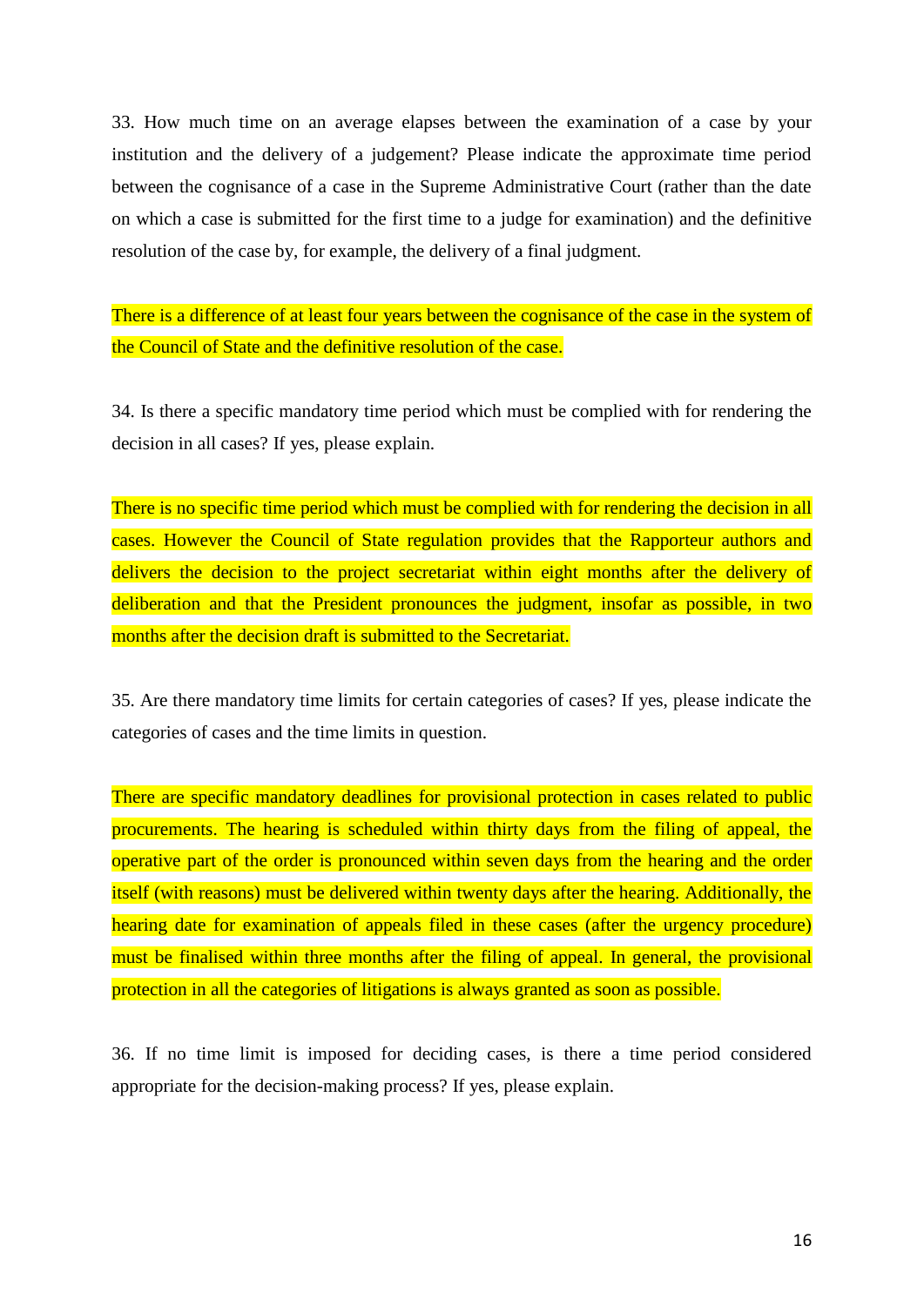33. How much time on an average elapses between the examination of a case by your institution and the delivery of a judgement? Please indicate the approximate time period between the cognisance of a case in the Supreme Administrative Court (rather than the date on which a case is submitted for the first time to a judge for examination) and the definitive resolution of the case by, for example, the delivery of a final judgment.

There is a difference of at least four years between the cognisance of the case in the system of the Council of State and the definitive resolution of the case.

34. Is there a specific mandatory time period which must be complied with for rendering the decision in all cases? If yes, please explain.

There is no specific time period which must be complied with for rendering the decision in all cases. However the Council of State regulation provides that the Rapporteur authors and delivers the decision to the project secretariat within eight months after the delivery of deliberation and that the President pronounces the judgment, insofar as possible, in two months after the decision draft is submitted to the Secretariat.

35. Are there mandatory time limits for certain categories of cases? If yes, please indicate the categories of cases and the time limits in question.

There are specific mandatory deadlines for provisional protection in cases related to public procurements. The hearing is scheduled within thirty days from the filing of appeal, the operative part of the order is pronounced within seven days from the hearing and the order itself (with reasons) must be delivered within twenty days after the hearing. Additionally, the hearing date for examination of appeals filed in these cases (after the urgency procedure) must be finalised within three months after the filing of appeal. In general, the provisional protection in all the categories of litigations is always granted as soon as possible.

36. If no time limit is imposed for deciding cases, is there a time period considered appropriate for the decision-making process? If yes, please explain.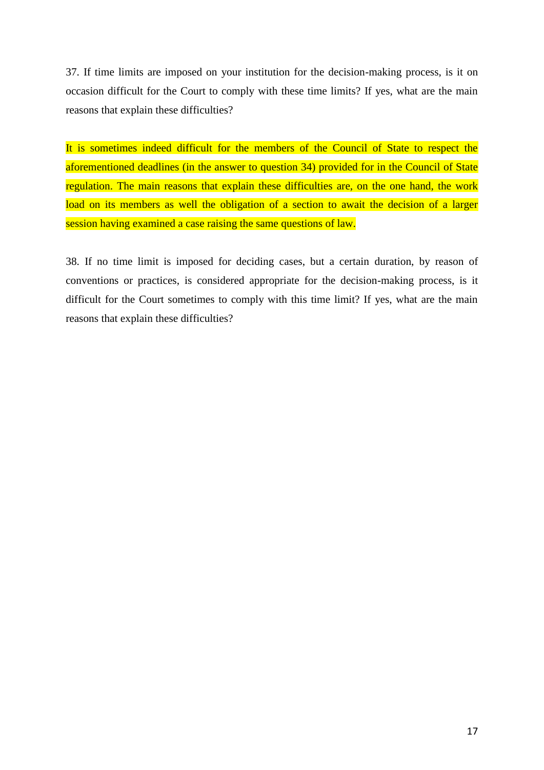37. If time limits are imposed on your institution for the decision-making process, is it on occasion difficult for the Court to comply with these time limits? If yes, what are the main reasons that explain these difficulties?

It is sometimes indeed difficult for the members of the Council of State to respect the aforementioned deadlines (in the answer to question 34) provided for in the Council of State regulation. The main reasons that explain these difficulties are, on the one hand, the work load on its members as well the obligation of a section to await the decision of a larger session having examined a case raising the same questions of law.

38. If no time limit is imposed for deciding cases, but a certain duration, by reason of conventions or practices, is considered appropriate for the decision-making process, is it difficult for the Court sometimes to comply with this time limit? If yes, what are the main reasons that explain these difficulties?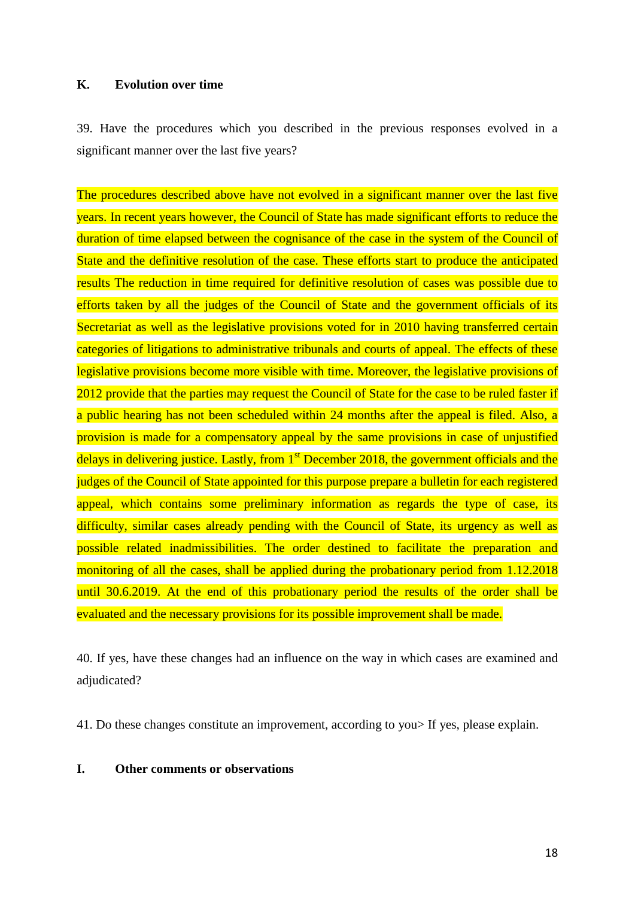## K. Evolution over time

39. Have the procedures which you described in the previous responses evolved in a significant manner over the last five years?

The procedures described above have not evolved in a significant manner over the last five years. In recent years however, the Council of State has made significant efforts to reduce the duration of time elapsed between the cognisance of the case in the system of the Council of State and the definitive resolution of the case. These efforts start to produce the anticipated results The reduction in time required for definitive resolution of cases was possible due to efforts taken by all the judges of the Council of State and the government officials of its Secretariat as well as the legislative provisions voted for in 2010 having transferred certain categories of litigations to administrative tribunals and courts of appeal. The effects of these legislative provisions become more visible with time. Moreover, the legislative provisions of 2012 provide that the parties may request the Council of State for the case to be ruled faster if a public hearing has not been scheduled within 24 months after the appeal is filed. Also, a provision is made for a compensatory appeal by the same provisions in case of unjustified delays in delivering justice. Lastly, from 1st December 2018, the government officials and the judges of the Council of State appointed for this purpose prepare a bulletin for each registered appeal, which contains some preliminary information as regards the type of case, its difficulty, similar cases already pending with the Council of State, its urgency as well as possible related inadmissibilities. The order destined to facilitate the preparation and monitoring of all the cases, shall be applied during the probationary period from 1.12.2018 until 30.6.2019. At the end of this probationary period the results of the order shall be evaluated and the necessary provisions for its possible improvement shall be made.

40. If yes, have these changes had an influence on the way in which cases are examined and adjudicated?

41. Do these changes constitute an improvement, according to you> If yes, please explain.

## I. Other comments or observations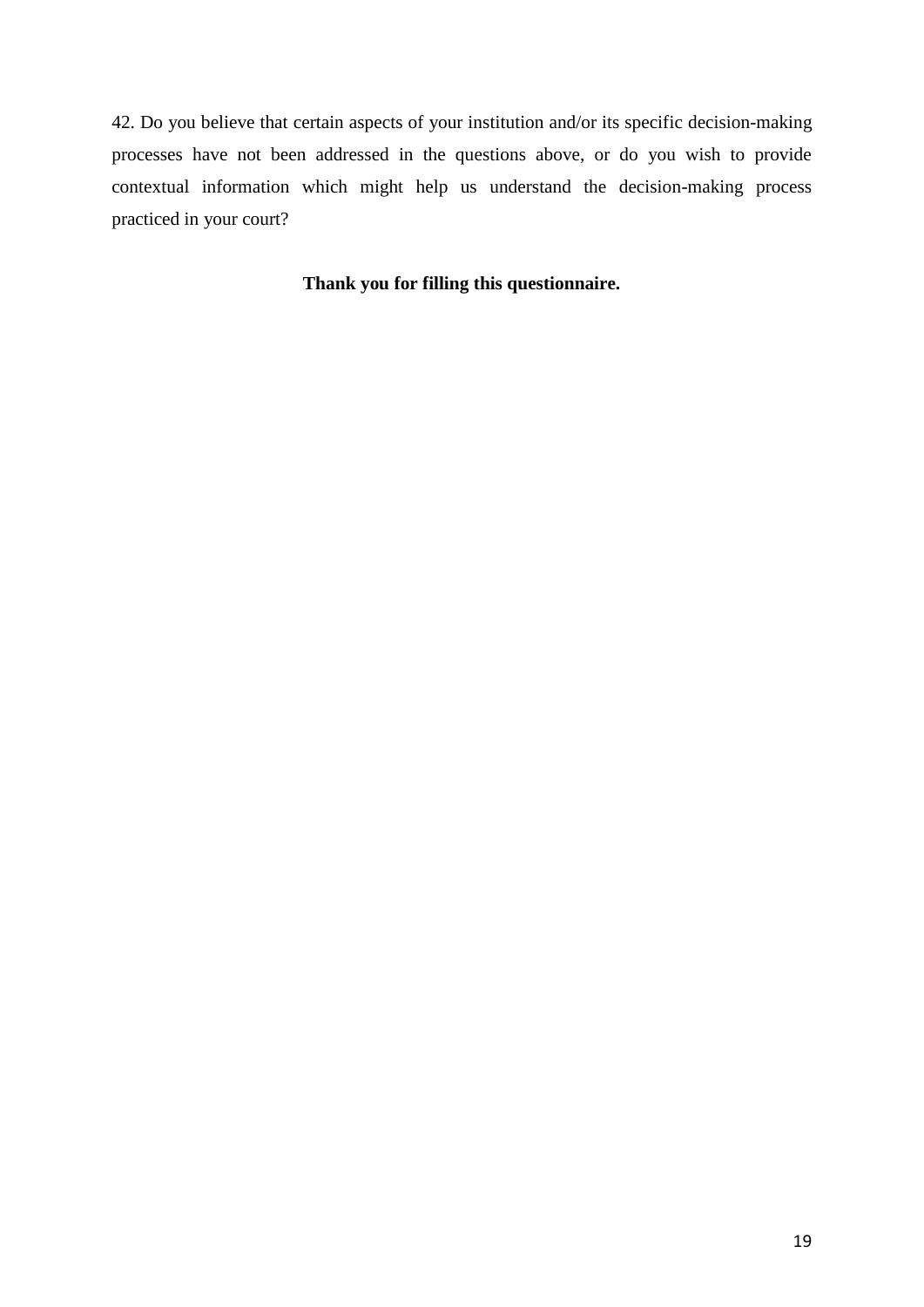42. Do you believe that certain aspects of your institution and/or its specific decision-making processes have not been addressed in the questions above, or do you wish to provide contextual information which might help us understand the decision-making process practiced in your court?

**Thank you for filling this questionnaire.**